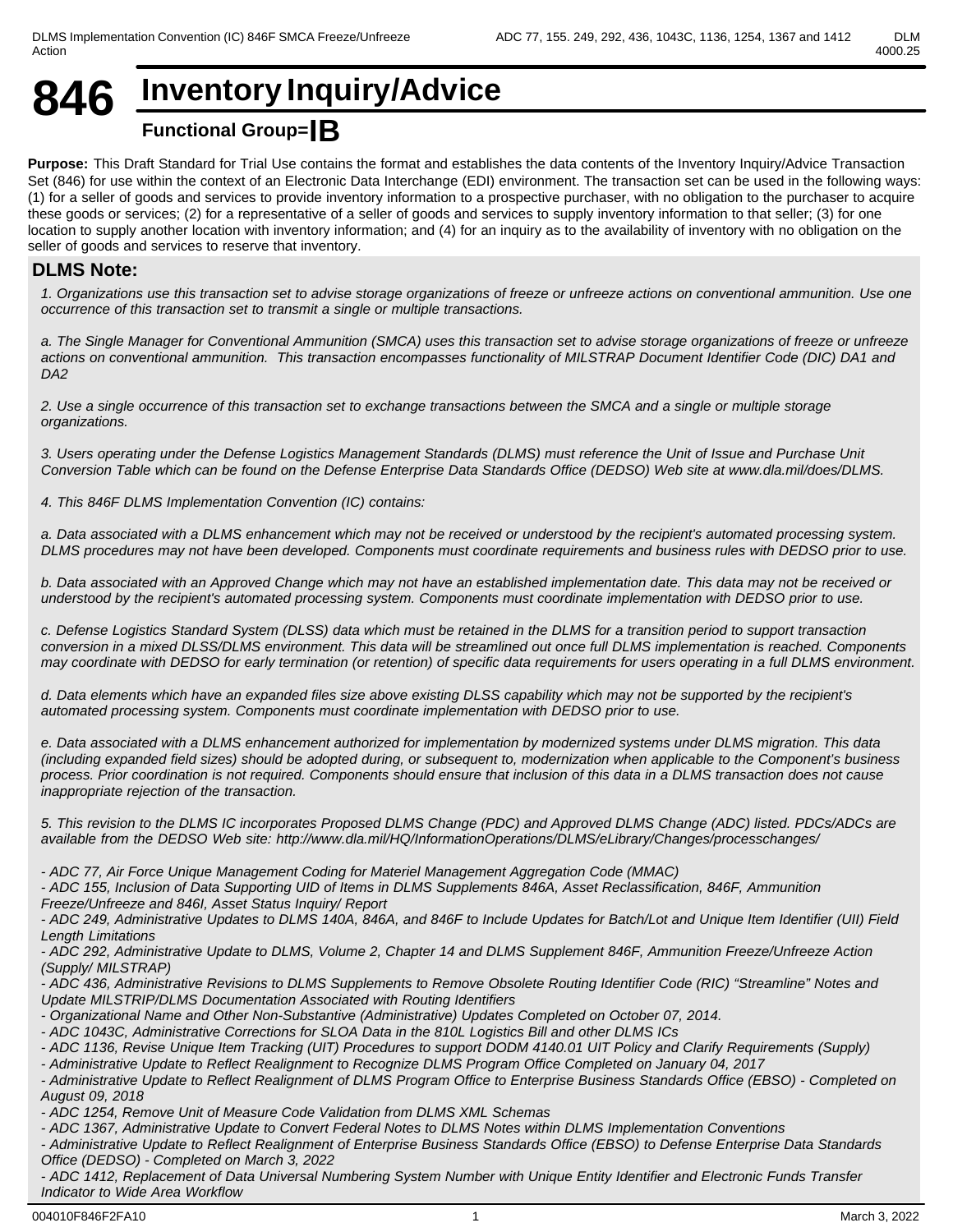# 846 Inventory Inquiry/Advice

## Functional Group=IB

**Purpose:** This Draft Standard for Trial Use contains the format and establishes the data contents of the Inventory Inquiry/Advice Transaction Set (846) for use within the context of an Electronic Data Interchange (EDI) environment. The transaction set can be used in the following ways: (1) for a seller of goods and services to provide inventory information to a prospective purchaser, with no obligation to the purchaser to acquire these goods or services; (2) for a representative of a seller of goods and services to supply inventory information to that seller; (3) for one location to supply another location with inventory information; and (4) for an inquiry as to the availability of inventory with no obligation on the seller of goods and services to reserve that inventory.

### DLMS Note:

*1. Organizations use this transaction set to advise storage organizations of freeze or unfreeze actions on conventional ammunition. Use one occurrence of this transaction set to transmit a single or multiple transactions.*

*a. The Single Manager for Conventional Ammunition (SMCA) uses this transaction set to advise storage organizations of freeze or unfreeze actions on conventional ammunition. This transaction encompasses functionality of MILSTRAP Document Identifier Code (DIC) DA1 and DA2*

*2. Use a single occurrence of this transaction set to exchange transactions between the SMCA and a single or multiple storage organizations.*

*3. Users operating under the Defense Logistics Management Standards (DLMS) must reference the Unit of Issue and Purchase Unit Conversion Table which can be found on the Defense Enterprise Data Standards Office (DEDSO) Web site at www.dla.mil/does/DLMS.*

*4. This 846F DLMS Implementation Convention (IC) contains:*

*a. Data associated with a DLMS enhancement which may not be received or understood by the recipient's automated processing system. DLMS procedures may not have been developed. Components must coordinate requirements and business rules with DEDSO prior to use.*

*b. Data associated with an Approved Change which may not have an established implementation date. This data may not be received or understood by the recipient's automated processing system. Components must coordinate implementation with DEDSO prior to use.*

*c. Defense Logistics Standard System (DLSS) data which must be retained in the DLMS for a transition period to support transaction conversion in a mixed DLSS/DLMS environment. This data will be streamlined out once full DLMS implementation is reached. Components may coordinate with DEDSO for early termination (or retention) of specific data requirements for users operating in a full DLMS environment.*

*d. Data elements which have an expanded files size above existing DLSS capability which may not be supported by the recipient's automated processing system. Components must coordinate implementation with DEDSO prior to use.*

*e. Data associated with a DLMS enhancement authorized for implementation by modernized systems under DLMS migration. This data (including expanded field sizes) should be adopted during, or subsequent to, modernization when applicable to the Component's business process. Prior coordination is not required. Components should ensure that inclusion of this data in a DLMS transaction does not cause inappropriate rejection of the transaction.*

*5. This revision to the DLMS IC incorporates Proposed DLMS Change (PDC) and Approved DLMS Change (ADC) listed. PDCs/ADCs are available from the DEDSO Web site: http://www.dla.mil/HQ/InformationOperations/DLMS/eLibrary/Changes/processchanges/*

*- ADC 77, Air Force Unique Management Coding for Materiel Management Aggregation Code (MMAC)*
*- ADC 155, Inclusion of Data Supporting UID of Items in DLMS Supplements 846A, Asset Reclassification, 846F, Ammunition Freeze/Unfreeze and 846I, Asset Status Inquiry/ Report*
*- ADC 249, Administrative Updates to DLMS 140A, 846A, and 846F to Include Updates for Batch/Lot and Unique Item Identifier (UII) Field Length Limitations*
*- ADC 292, Administrative Update to DLMS, Volume 2, Chapter 14 and DLMS Supplement 846F, Ammunition Freeze/Unfreeze Action (Supply/ MILSTRAP)*
*- ADC 436, Administrative Revisions to DLMS Supplements to Remove Obsolete Routing Identifier Code (RIC) "Streamline" Notes and Update MILSTRIP/DLMS Documentation Associated with Routing Identifiers*
*- Organizational Name and Other Non-Substantive (Administrative) Updates Completed on October 07, 2014.*
*- ADC 1043C, Administrative Corrections for SLOA Data in the 810L Logistics Bill and other DLMS ICs*
*- ADC 1136, Revise Unique Item Tracking (UIT) Procedures to support DODM 4140.01 UIT Policy and Clarify Requirements (Supply)*
*- Administrative Update to Reflect Realignment to Recognize DLMS Program Office Completed on January 04, 2017*
*- Administrative Update to Reflect Realignment of DLMS Program Office to Enterprise Business Standards Office (EBSO) - Completed on August 09, 2018*
*- ADC 1254, Remove Unit of Measure Code Validation from DLMS XML Schemas*
*- ADC 1367, Administrative Update to Convert Federal Notes to DLMS Notes within DLMS Implementation Conventions*
*- Administrative Update to Reflect Realignment of Enterprise Business Standards Office (EBSO) to Defense Enterprise Data Standards Office (DEDSO) - Completed on March 3, 2022*
*- ADC 1412, Replacement of Data Universal Numbering System Number with Unique Entity Identifier and Electronic Funds Transfer Indicator to Wide Area Workflow*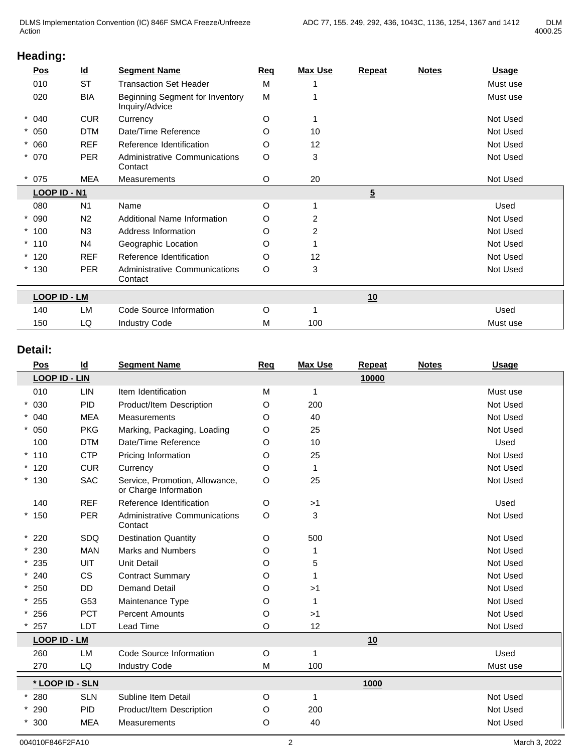## Heading:

| Pos | Id | Segment Name | Req | Max Use | Repeat | Notes | Usage |
|---|---|---|---|---|---|---|---|
| 010 | ST | Transaction Set Header | M | 1 | | | Must use |
| 020 | BIA | Beginning Segment for Inventory Inquiry/Advice | M | 1 | | | Must use |
| * 040 | CUR | Currency | O | 1 | | | Not Used |
| * 050 | DTM | Date/Time Reference | O | 10 | | | Not Used |
| * 060 | REF | Reference Identification | O | 12 | | | Not Used |
| * 070 | PER | Administrative Communications Contact | O | 3 | | | Not Used |
| * 075 | MEA | Measurements | O | 20 | | | Not Used |
| **LOOP ID - N1** | | | | | 5 | | |
| 080 | N1 | Name | O | 1 | | | Used |
| * 090 | N2 | Additional Name Information | O | 2 | | | Not Used |
| * 100 | N3 | Address Information | O | 2 | | | Not Used |
| * 110 | N4 | Geographic Location | O | 1 | | | Not Used |
| * 120 | REF | Reference Identification | O | 12 | | | Not Used |
| * 130 | PER | Administrative Communications Contact | O | 3 | | | Not Used |
| **LOOP ID - LM** | | | | | 10 | | |
| 140 | LM | Code Source Information | O | 1 | | | Used |
| 150 | LQ | Industry Code | M | 100 | | | Must use |

## Detail:

| Pos | Id | Segment Name | Req | Max Use | Repeat | Notes | Usage |
|---|---|---|---|---|---|---|---|
| **LOOP ID - LIN** | | | | | 10000 | | |
| 010 | LIN | Item Identification | M | 1 | | | Must use |
| * 030 | PID | Product/Item Description | O | 200 | | | Not Used |
| * 040 | MEA | Measurements | O | 40 | | | Not Used |
| * 050 | PKG | Marking, Packaging, Loading | O | 25 | | | Not Used |
| 100 | DTM | Date/Time Reference | O | 10 | | | Used |
| * 110 | CTP | Pricing Information | O | 25 | | | Not Used |
| * 120 | CUR | Currency | O | 1 | | | Not Used |
| * 130 | SAC | Service, Promotion, Allowance, or Charge Information | O | 25 | | | Not Used |
| 140 | REF | Reference Identification | O | >1 | | | Used |
| * 150 | PER | Administrative Communications Contact | O | 3 | | | Not Used |
| * 220 | SDQ | Destination Quantity | O | 500 | | | Not Used |
| * 230 | MAN | Marks and Numbers | O | 1 | | | Not Used |
| * 235 | UIT | Unit Detail | O | 5 | | | Not Used |
| * 240 | CS | Contract Summary | O | 1 | | | Not Used |
| * 250 | DD | Demand Detail | O | >1 | | | Not Used |
| * 255 | G53 | Maintenance Type | O | 1 | | | Not Used |
| * 256 | PCT | Percent Amounts | O | >1 | | | Not Used |
| * 257 | LDT | Lead Time | O | 12 | | | Not Used |
| **LOOP ID - LM** | | | | | 10 | | |
| 260 | LM | Code Source Information | O | 1 | | | Used |
| 270 | LQ | Industry Code | M | 100 | | | Must use |
| **\* LOOP ID - SLN** | | | | | 1000 | | |
| * 280 | SLN | Subline Item Detail | O | 1 | | | Not Used |
| * 290 | PID | Product/Item Description | O | 200 | | | Not Used |
| * 300 | MEA | Measurements | O | 40 | | | Not Used |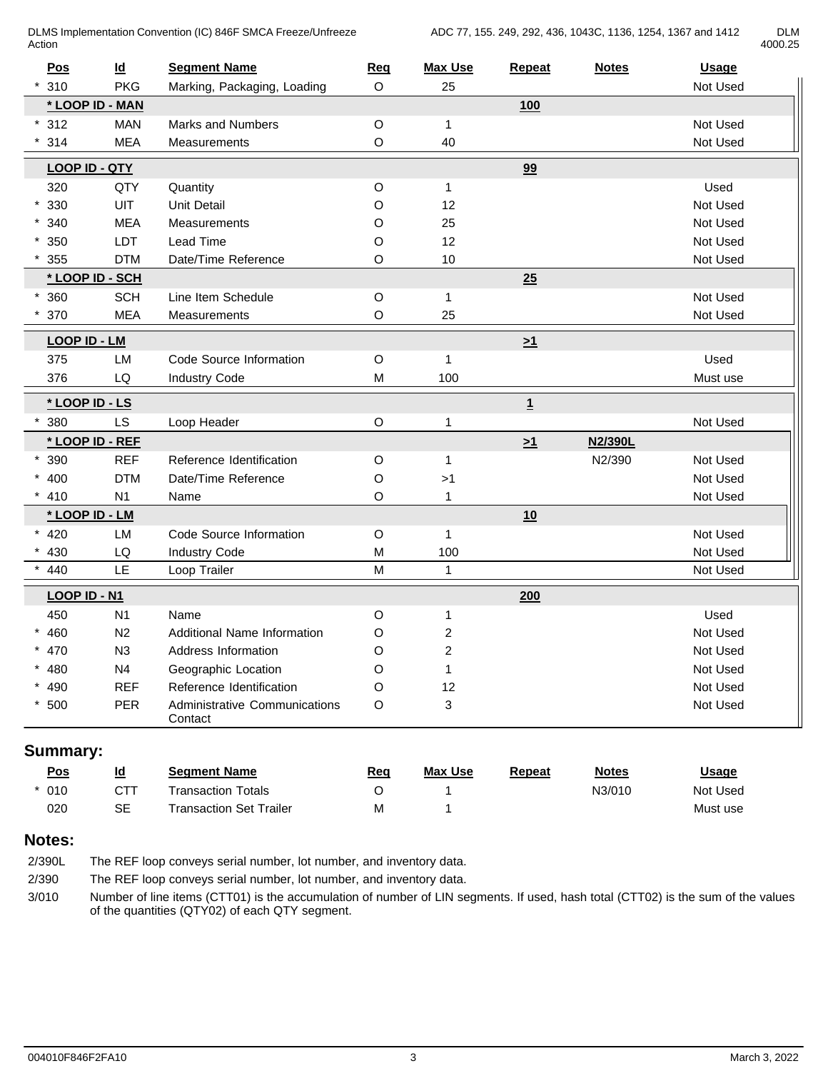| Pos | Id | Segment Name | Req | Max Use | Repeat | Notes | Usage |
|---|---|---|---|---|---|---|---|
| * 310 | PKG | Marking, Packaging, Loading | O | 25 | | | Not Used |
| **\* LOOP ID - MAN** | | | | | **100** | | |
| * 312 | MAN | Marks and Numbers | O | 1 | | | Not Used |
| * 314 | MEA | Measurements | O | 40 | | | Not Used |
| **LOOP ID - QTY** | | | | | **99** | | |
| 320 | QTY | Quantity | O | 1 | | | Used |
| * 330 | UIT | Unit Detail | O | 12 | | | Not Used |
| * 340 | MEA | Measurements | O | 25 | | | Not Used |
| * 350 | LDT | Lead Time | O | 12 | | | Not Used |
| * 355 | DTM | Date/Time Reference | O | 10 | | | Not Used |
| **\* LOOP ID - SCH** | | | | | **25** | | |
| * 360 | SCH | Line Item Schedule | O | 1 | | | Not Used |
| * 370 | MEA | Measurements | O | 25 | | | Not Used |
| **LOOP ID - LM** | | | | | **>1** | | |
| 375 | LM | Code Source Information | O | 1 | | | Used |
| 376 | LQ | Industry Code | M | 100 | | | Must use |
| **\* LOOP ID - LS** | | | | | **1** | | |
| * 380 | LS | Loop Header | O | 1 | | | Not Used |
| **\* LOOP ID - REF** | | | | | **>1** | **N2/390L** | |
| * 390 | REF | Reference Identification | O | 1 | | N2/390 | Not Used |
| * 400 | DTM | Date/Time Reference | O | >1 | | | Not Used |
| * 410 | N1 | Name | O | 1 | | | Not Used |
| **\* LOOP ID - LM** | | | | | **10** | | |
| * 420 | LM | Code Source Information | O | 1 | | | Not Used |
| * 430 | LQ | Industry Code | M | 100 | | | Not Used |
| * 440 | LE | Loop Trailer | M | 1 | | | Not Used |
| **LOOP ID - N1** | | | | | **200** | | |
| 450 | N1 | Name | O | 1 | | | Used |
| * 460 | N2 | Additional Name Information | O | 2 | | | Not Used |
| * 470 | N3 | Address Information | O | 2 | | | Not Used |
| * 480 | N4 | Geographic Location | O | 1 | | | Not Used |
| * 490 | REF | Reference Identification | O | 12 | | | Not Used |
| * 500 | PER | Administrative Communications Contact | O | 3 | | | Not Used |

## Summary:

| Pos | Id | Segment Name | Req | Max Use | Repeat | Notes | Usage |
|---|---|---|---|---|---|---|---|
| * 010 | CTT | Transaction Totals | O | 1 | | N3/010 | Not Used |
| 020 | SE | Transaction Set Trailer | M | 1 | | | Must use |

## Notes:

2/390L The REF loop conveys serial number, lot number, and inventory data.

2/390 The REF loop conveys serial number, lot number, and inventory data.

3/010 Number of line items (CTT01) is the accumulation of number of LIN segments. If used, hash total (CTT02) is the sum of the values of the quantities (QTY02) of each QTY segment.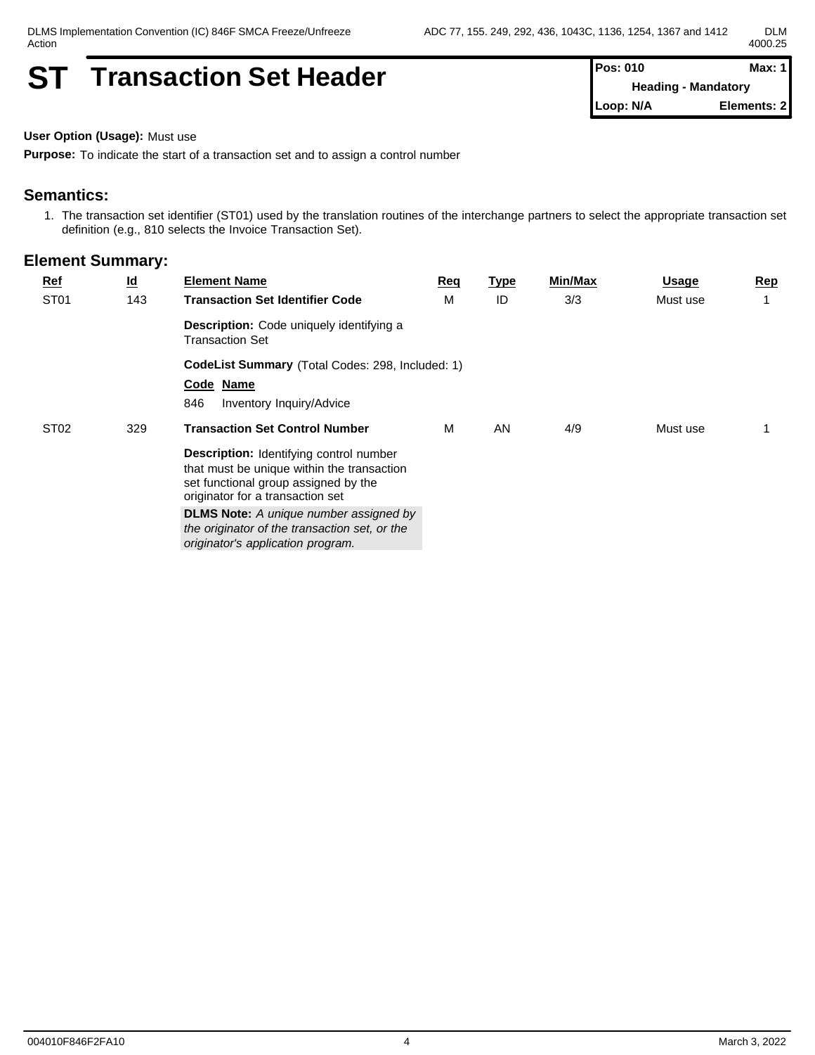# ST Transaction Set Header

| Pos: 010 | Max: 1 |
|---|---|
| Heading - Mandatory | |
| Loop: N/A | Elements: 2 |

**User Option (Usage):** Must use

**Purpose:** To indicate the start of a transaction set and to assign a control number

## Semantics:

1. The transaction set identifier (ST01) used by the translation routines of the interchange partners to select the appropriate transaction set definition (e.g., 810 selects the Invoice Transaction Set).

## Element Summary:

| Ref | Id | Element Name | Req | Type | Min/Max | Usage | Rep |
|---|---|---|---|---|---|---|---|
| ST01 | 143 | **Transaction Set Identifier Code** | M | ID | 3/3 | Must use | 1 |
| | | **Description:** Code uniquely identifying a Transaction Set | | | | | |
| | | **CodeList Summary** (Total Codes: 298, Included: 1) | | | | | |
| | | **Code Name** | | | | | |
| | | 846 Inventory Inquiry/Advice | | | | | |
| ST02 | 329 | **Transaction Set Control Number** | M | AN | 4/9 | Must use | 1 |
| | | **Description:** Identifying control number that must be unique within the transaction set functional group assigned by the originator for a transaction set | | | | | |
| | | **DLMS Note:** *A unique number assigned by the originator of the transaction set, or the originator's application program.* | | | | | |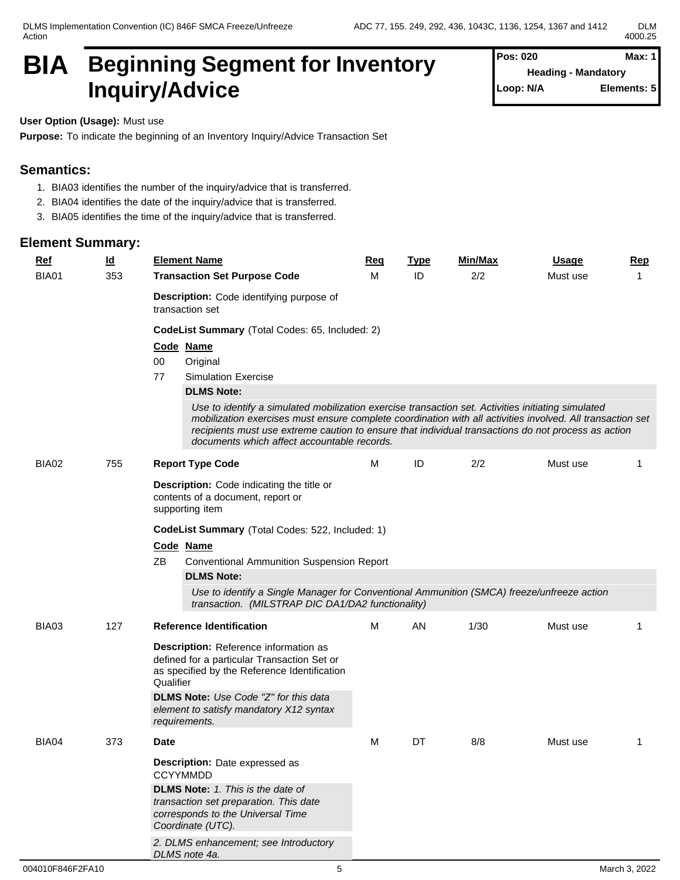# BIA Beginning Segment for Inventory Inquiry/Advice

**Pos: 020** **Max: 1**
**Heading - Mandatory**
**Loop: N/A** **Elements: 5**

**User Option (Usage):** Must use

**Purpose:** To indicate the beginning of an Inventory Inquiry/Advice Transaction Set

## Semantics:

1. BIA03 identifies the number of the inquiry/advice that is transferred.
2. BIA04 identifies the date of the inquiry/advice that is transferred.
3. BIA05 identifies the time of the inquiry/advice that is transferred.

## Element Summary:

| Ref | Id | Element Name | Req | Type | Min/Max | Usage | Rep |
|---|---|---|---|---|---|---|---|
| BIA01 | 353 | **Transaction Set Purpose Code** | M | ID | 2/2 | Must use | 1 |

**Description:** Code identifying purpose of transaction set

**CodeList Summary** (Total Codes: 65, Included: 2)

| Code | Name |
|---|---|
| 00 | Original |
| 77 | Simulation Exercise |

**DLMS Note:**

*Use to identify a simulated mobilization exercise transaction set. Activities initiating simulated mobilization exercises must ensure complete coordination with all activities involved. All transaction set recipients must use extreme caution to ensure that individual transactions do not process as action documents which affect accountable records.*

| Ref | Id | Element Name | Req | Type | Min/Max | Usage | Rep |
|---|---|---|---|---|---|---|---|
| BIA02 | 755 | **Report Type Code** | M | ID | 2/2 | Must use | 1 |

**Description:** Code indicating the title or contents of a document, report or supporting item

**CodeList Summary** (Total Codes: 522, Included: 1)

| Code | Name |
|---|---|
| ZB | Conventional Ammunition Suspension Report |

**DLMS Note:**

*Use to identify a Single Manager for Conventional Ammunition (SMCA) freeze/unfreeze action transaction. (MILSTRAP DIC DA1/DA2 functionality)*

| Ref | Id | Element Name | Req | Type | Min/Max | Usage | Rep |
|---|---|---|---|---|---|---|---|
| BIA03 | 127 | **Reference Identification** | M | AN | 1/30 | Must use | 1 |

**Description:** Reference information as defined for a particular Transaction Set or as specified by the Reference Identification Qualifier

**DLMS Note:** *Use Code "Z" for this data element to satisfy mandatory X12 syntax requirements.*

| Ref | Id | Element Name | Req | Type | Min/Max | Usage | Rep |
|---|---|---|---|---|---|---|---|
| BIA04 | 373 | **Date** | M | DT | 8/8 | Must use | 1 |

**Description:** Date expressed as CCYYMMDD

**DLMS Note:** *1. This is the date of transaction set preparation. This date corresponds to the Universal Time Coordinate (UTC).*

*2. DLMS enhancement; see Introductory DLMS note 4a.*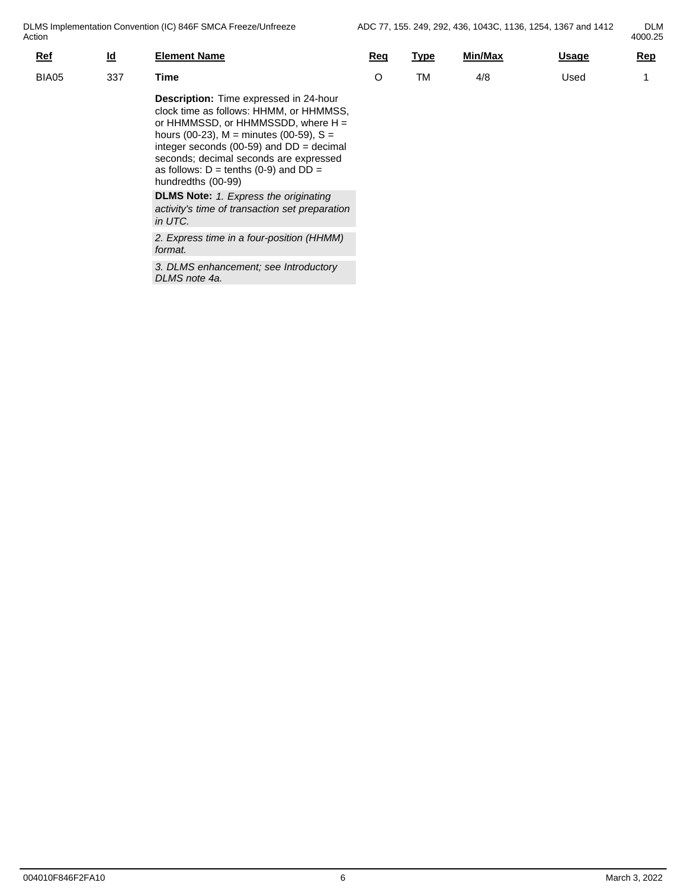| Ref | Id | Element Name | Req | Type | Min/Max | Usage | Rep |
|---|---|---|---|---|---|---|---|
| BIA05 | 337 | Time | O | TM | 4/8 | Used | 1 |

**Description:** Time expressed in 24-hour clock time as follows: HHMM, or HHMMSS, or HHMMSSD, or HHMMSSDD, where H = hours (00-23), M = minutes (00-59), S = integer seconds (00-59) and DD = decimal seconds; decimal seconds are expressed as follows: D = tenths (0-9) and DD = hundredths (00-99)

**DLMS Note:** *1. Express the originating activity's time of transaction set preparation in UTC.*

*2. Express time in a four-position (HHMM) format.*

*3. DLMS enhancement; see Introductory DLMS note 4a.*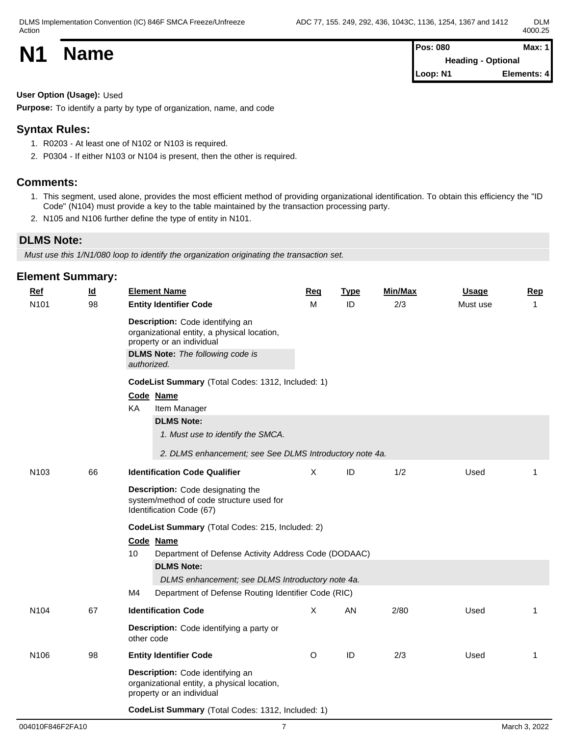# N1 Name

**Pos: 080** **Max: 1**
**Heading - Optional**
**Loop: N1** **Elements: 4**

**User Option (Usage):** Used

**Purpose:** To identify a party by type of organization, name, and code

## Syntax Rules:

1. R0203 - At least one of N102 or N103 is required.
2. P0304 - If either N103 or N104 is present, then the other is required.

## Comments:

1. This segment, used alone, provides the most efficient method of providing organizational identification. To obtain this efficiency the "ID Code" (N104) must provide a key to the table maintained by the transaction processing party.
2. N105 and N106 further define the type of entity in N101.

## DLMS Note:

*Must use this 1/N1/080 loop to identify the organization originating the transaction set.*

## Element Summary:

| Ref | Id | Element Name | Req | Type | Min/Max | Usage | Rep |
|---|---|---|---|---|---|---|---|
| N101 | 98 | **Entity Identifier Code** | M | ID | 2/3 | Must use | 1 |

**Description:** Code identifying an organizational entity, a physical location, property or an individual

**DLMS Note:** *The following code is authorized.*

**CodeList Summary** (Total Codes: 1312, Included: 1)

| Code | Name |
|---|---|
| KA | Item Manager |

**DLMS Note:**

*1. Must use to identify the SMCA.*

*2. DLMS enhancement; see See DLMS Introductory note 4a.*

| Ref | Id | Element Name | Req | Type | Min/Max | Usage | Rep |
|---|---|---|---|---|---|---|---|
| N103 | 66 | **Identification Code Qualifier** | X | ID | 1/2 | Used | 1 |

**Description:** Code designating the system/method of code structure used for Identification Code (67)

**CodeList Summary** (Total Codes: 215, Included: 2)

| Code | Name |
|---|---|
| 10 | Department of Defense Activity Address Code (DODAAC) |

**DLMS Note:**

*DLMS enhancement; see DLMS Introductory note 4a.*

| Code | Name |
|---|---|
| M4 | Department of Defense Routing Identifier Code (RIC) |

| Ref | Id | Element Name | Req | Type | Min/Max | Usage | Rep |
|---|---|---|---|---|---|---|---|
| N104 | 67 | **Identification Code** | X | AN | 2/80 | Used | 1 |

**Description:** Code identifying a party or other code

| Ref | Id | Element Name | Req | Type | Min/Max | Usage | Rep |
|---|---|---|---|---|---|---|---|
| N106 | 98 | **Entity Identifier Code** | O | ID | 2/3 | Used | 1 |

**Description:** Code identifying an organizational entity, a physical location, property or an individual

**CodeList Summary** (Total Codes: 1312, Included: 1)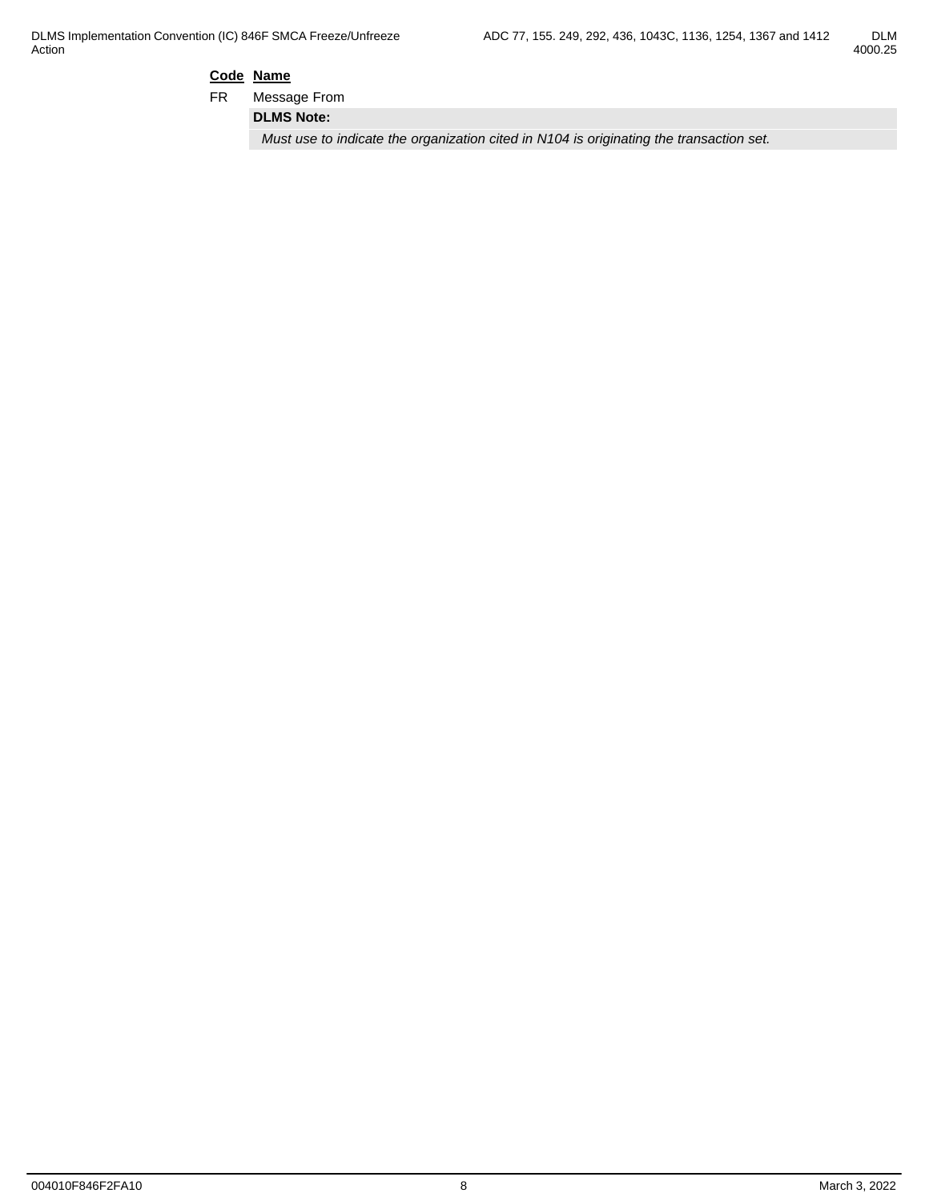| Code | Name |
| --- | --- |
| FR | Message From |

**DLMS Note:**

*Must use to indicate the organization cited in N104 is originating the transaction set.*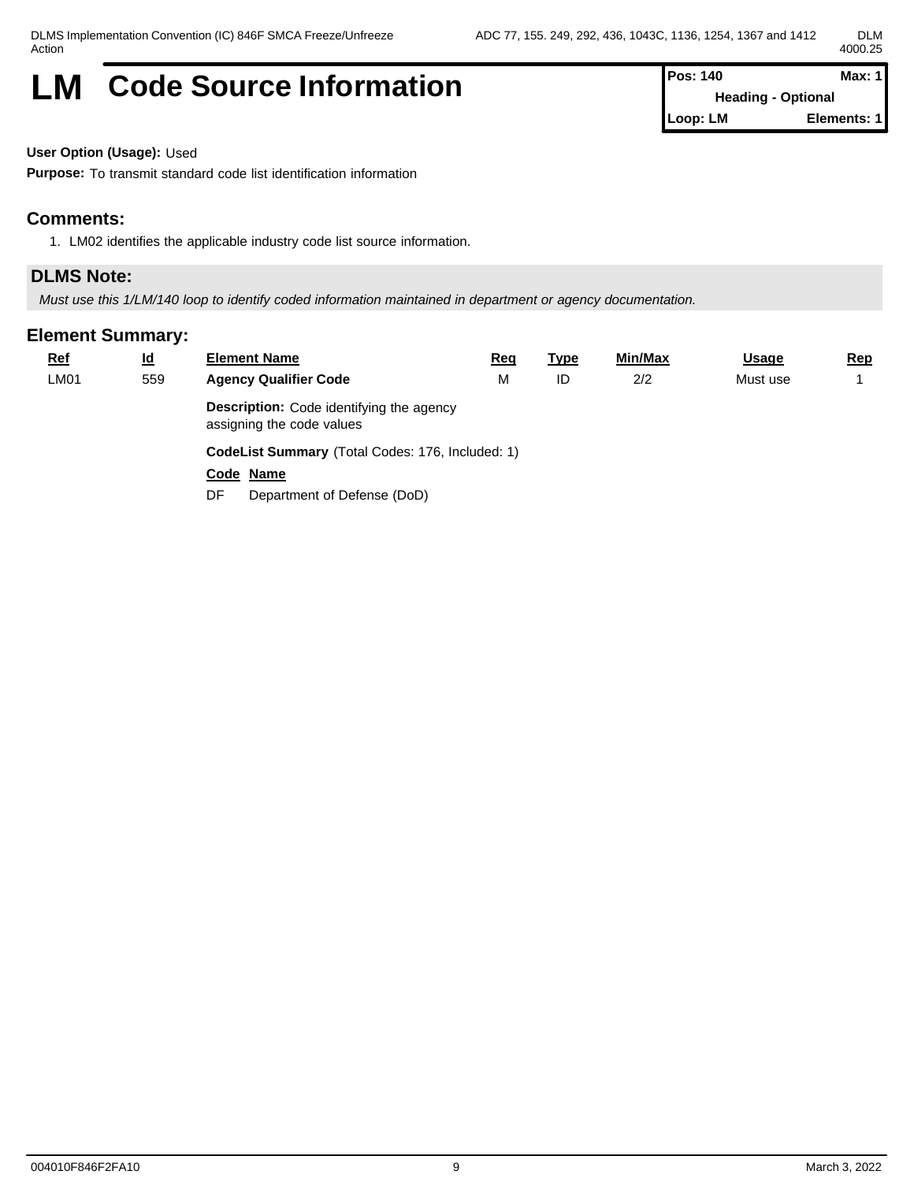# LM Code Source Information

| Pos: 140 | Max: 1 |
|---|---|
| Heading - Optional | |
| Loop: LM | Elements: 1 |

**User Option (Usage):** Used

**Purpose:** To transmit standard code list identification information

## Comments:

1. LM02 identifies the applicable industry code list source information.

## DLMS Note:

*Must use this 1/LM/140 loop to identify coded information maintained in department or agency documentation.*

## Element Summary:

| Ref | Id | Element Name | Req | Type | Min/Max | Usage | Rep |
|---|---|---|---|---|---|---|---|
| LM01 | 559 | **Agency Qualifier Code** | M | ID | 2/2 | Must use | 1 |

**Description:** Code identifying the agency assigning the code values

**CodeList Summary** (Total Codes: 176, Included: 1)

| Code | Name |
|---|---|
| DF | Department of Defense (DoD) |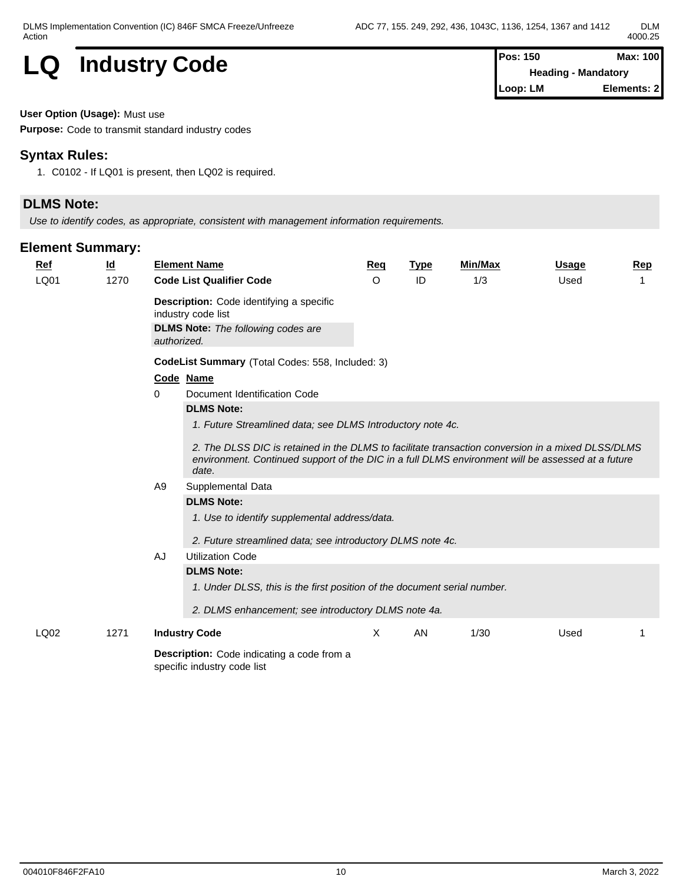# LQ Industry Code

| Pos: 150 | Max: 100 |
|---|---|
| Heading - Mandatory | |
| Loop: LM | Elements: 2 |

**User Option (Usage):** Must use

**Purpose:** Code to transmit standard industry codes

## Syntax Rules:

1. C0102 - If LQ01 is present, then LQ02 is required.

## DLMS Note:

*Use to identify codes, as appropriate, consistent with management information requirements.*

## Element Summary:

| Ref | Id | Element Name | Req | Type | Min/Max | Usage | Rep |
|---|---|---|---|---|---|---|---|
| LQ01 | 1270 | **Code List Qualifier Code** | O | ID | 1/3 | Used | 1 |

**Description:** Code identifying a specific industry code list

**DLMS Note:** *The following codes are authorized.*

**CodeList Summary** (Total Codes: 558, Included: 3)

| Code | Name |
|---|---|
| 0 | Document Identification Code |

**DLMS Note:**

*1. Future Streamlined data; see DLMS Introductory note 4c.*

*2. The DLSS DIC is retained in the DLMS to facilitate transaction conversion in a mixed DLSS/DLMS environment. Continued support of the DIC in a full DLMS environment will be assessed at a future date.*

| Code | Name |
|---|---|
| A9 | Supplemental Data |

**DLMS Note:**

*1. Use to identify supplemental address/data.*

*2. Future streamlined data; see introductory DLMS note 4c.*

| Code | Name |
|---|---|
| AJ | Utilization Code |

**DLMS Note:**

*1. Under DLSS, this is the first position of the document serial number.*

*2. DLMS enhancement; see introductory DLMS note 4a.*

| Ref | Id | Element Name | Req | Type | Min/Max | Usage | Rep |
|---|---|---|---|---|---|---|---|
| LQ02 | 1271 | **Industry Code** | X | AN | 1/30 | Used | 1 |

**Description:** Code indicating a code from a specific industry code list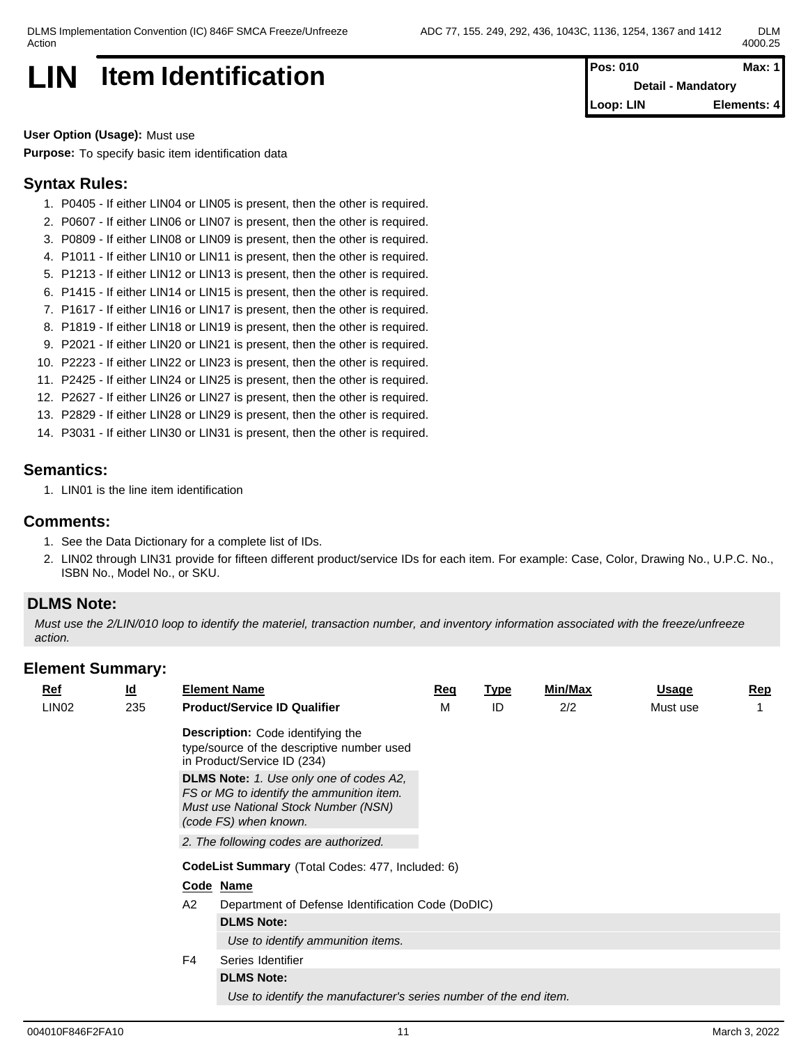# LIN Item Identification

| Pos: 010 | Max: 1 |
|---|---|
| Detail - Mandatory | |
| Loop: LIN | Elements: 4 |

**User Option (Usage):** Must use

**Purpose:** To specify basic item identification data

## Syntax Rules:

1. P0405 - If either LIN04 or LIN05 is present, then the other is required.
2. P0607 - If either LIN06 or LIN07 is present, then the other is required.
3. P0809 - If either LIN08 or LIN09 is present, then the other is required.
4. P1011 - If either LIN10 or LIN11 is present, then the other is required.
5. P1213 - If either LIN12 or LIN13 is present, then the other is required.
6. P1415 - If either LIN14 or LIN15 is present, then the other is required.
7. P1617 - If either LIN16 or LIN17 is present, then the other is required.
8. P1819 - If either LIN18 or LIN19 is present, then the other is required.
9. P2021 - If either LIN20 or LIN21 is present, then the other is required.
10. P2223 - If either LIN22 or LIN23 is present, then the other is required.
11. P2425 - If either LIN24 or LIN25 is present, then the other is required.
12. P2627 - If either LIN26 or LIN27 is present, then the other is required.
13. P2829 - If either LIN28 or LIN29 is present, then the other is required.
14. P3031 - If either LIN30 or LIN31 is present, then the other is required.

## Semantics:

1. LIN01 is the line item identification

## Comments:

1. See the Data Dictionary for a complete list of IDs.
2. LIN02 through LIN31 provide for fifteen different product/service IDs for each item. For example: Case, Color, Drawing No., U.P.C. No., ISBN No., Model No., or SKU.

## DLMS Note:

*Must use the 2/LIN/010 loop to identify the materiel, transaction number, and inventory information associated with the freeze/unfreeze action.*

## Element Summary:

| Ref | Id | Element Name | Req | Type | Min/Max | Usage | Rep |
|---|---|---|---|---|---|---|---|
| LIN02 | 235 | **Product/Service ID Qualifier** | M | ID | 2/2 | Must use | 1 |

**Description:** Code identifying the type/source of the descriptive number used in Product/Service ID (234)

**DLMS Note:** *1. Use only one of codes A2, FS or MG to identify the ammunition item. Must use National Stock Number (NSN) (code FS) when known.*

*2. The following codes are authorized.*

**CodeList Summary** (Total Codes: 477, Included: 6)

| Code | Name |
|---|---|
| A2 | Department of Defense Identification Code (DoDIC) |
| | **DLMS Note:** *Use to identify ammunition items.* |
| F4 | Series Identifier |
| | **DLMS Note:** *Use to identify the manufacturer's series number of the end item.* |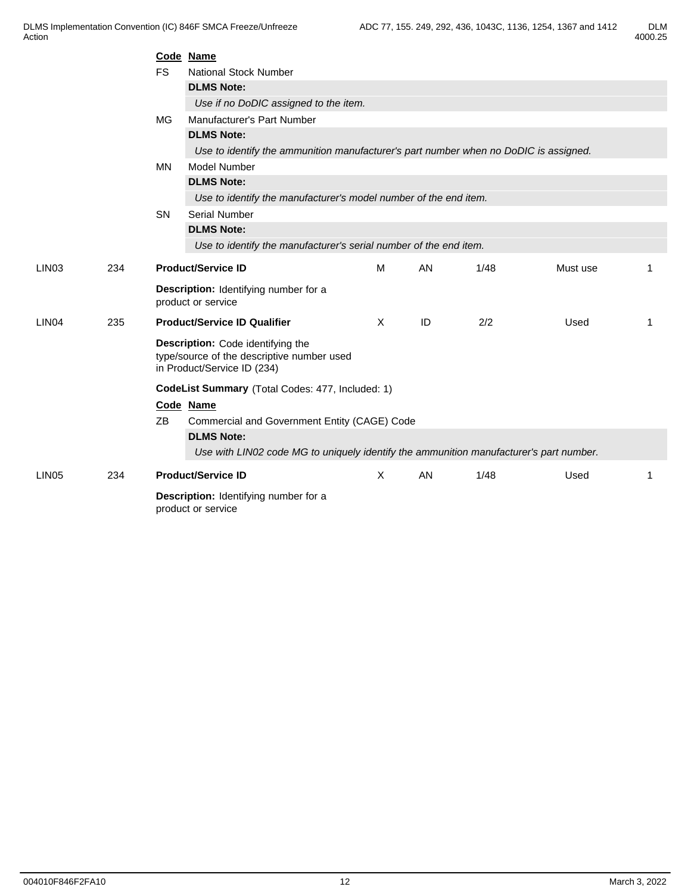**Code Name**

FS National Stock Number

**DLMS Note:**

*Use if no DoDIC assigned to the item.*

MG Manufacturer's Part Number

**DLMS Note:**

*Use to identify the ammunition manufacturer's part number when no DoDIC is assigned.*

MN Model Number

**DLMS Note:**

*Use to identify the manufacturer's model number of the end item.*

SN Serial Number

**DLMS Note:**

*Use to identify the manufacturer's serial number of the end item.*

| LIN03 | 234 | **Product/Service ID** | M | AN | 1/48 | Must use | 1 |
|---|---|---|---|---|---|---|---|

**Description:** Identifying number for a product or service

| LIN04 | 235 | **Product/Service ID Qualifier** | X | ID | 2/2 | Used | 1 |
|---|---|---|---|---|---|---|---|

**Description:** Code identifying the type/source of the descriptive number used in Product/Service ID (234)

**CodeList Summary** (Total Codes: 477, Included: 1)

**Code Name**

ZB Commercial and Government Entity (CAGE) Code

**DLMS Note:**

*Use with LIN02 code MG to uniquely identify the ammunition manufacturer's part number.*

| LIN05 | 234 | **Product/Service ID** | X | AN | 1/48 | Used | 1 |
|---|---|---|---|---|---|---|---|

**Description:** Identifying number for a product or service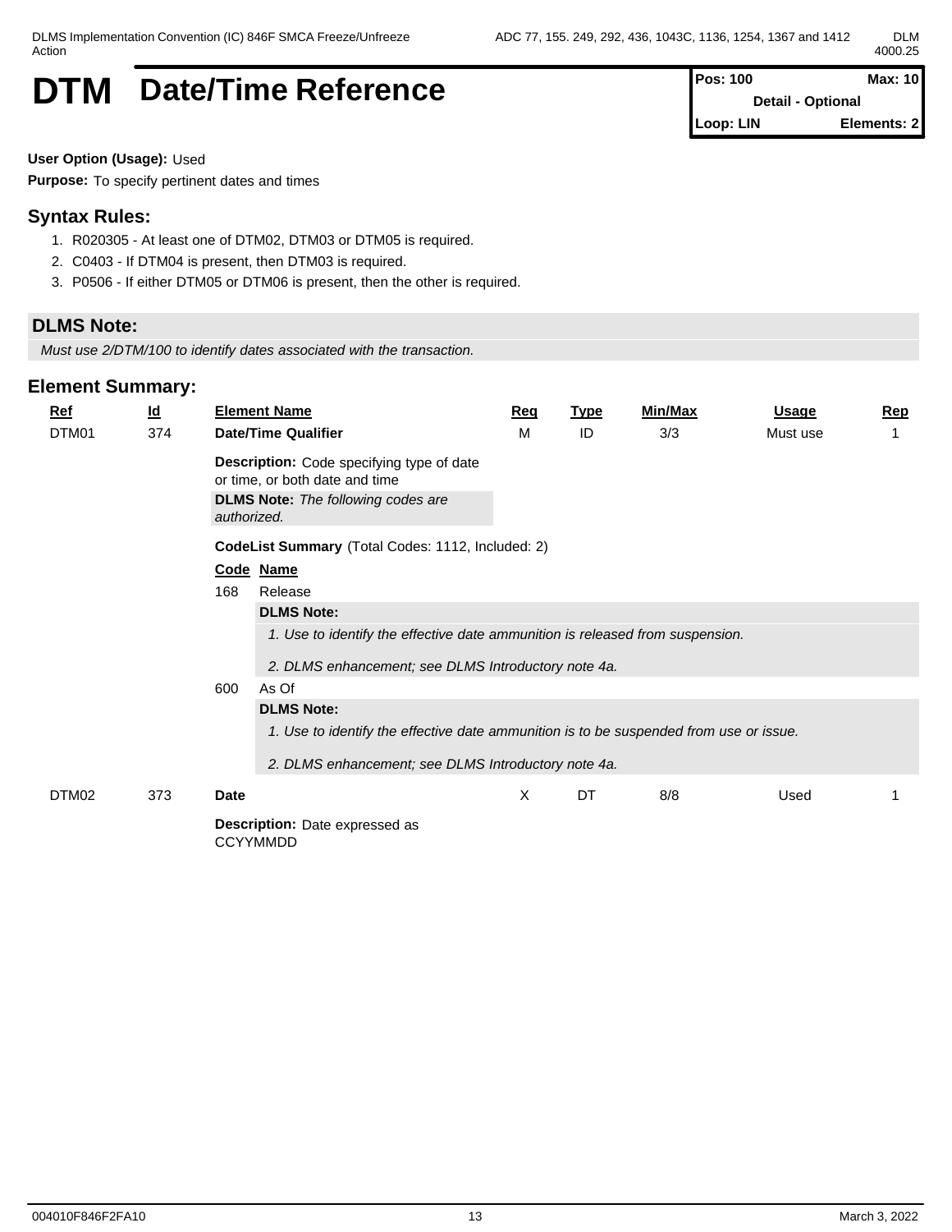# DTM Date/Time Reference

| Pos: 100 | Max: 10 |
|---|---|
| Detail - Optional | |
| Loop: LIN | Elements: 2 |

**User Option (Usage):** Used

**Purpose:** To specify pertinent dates and times

## Syntax Rules:

1. R020305 - At least one of DTM02, DTM03 or DTM05 is required.
2. C0403 - If DTM04 is present, then DTM03 is required.
3. P0506 - If either DTM05 or DTM06 is present, then the other is required.

## DLMS Note:

*Must use 2/DTM/100 to identify dates associated with the transaction.*

## Element Summary:

| Ref | Id | Element Name | Req | Type | Min/Max | Usage | Rep |
|---|---|---|---|---|---|---|---|
| DTM01 | 374 | **Date/Time Qualifier** | M | ID | 3/3 | Must use | 1 |

**Description:** Code specifying type of date or time, or both date and time

**DLMS Note:** *The following codes are authorized.*

**CodeList Summary** (Total Codes: 1112, Included: 2)

| Code | Name |
|---|---|
| 168 | Release |
| 600 | As Of |

**168 Release**

**DLMS Note:**

*1. Use to identify the effective date ammunition is released from suspension.*

*2. DLMS enhancement; see DLMS Introductory note 4a.*

**600 As Of**

**DLMS Note:**

*1. Use to identify the effective date ammunition is to be suspended from use or issue.*

*2. DLMS enhancement; see DLMS Introductory note 4a.*

| Ref | Id | Element Name | Req | Type | Min/Max | Usage | Rep |
|---|---|---|---|---|---|---|---|
| DTM02 | 373 | **Date** | X | DT | 8/8 | Used | 1 |

**Description:** Date expressed as CCYYMMDD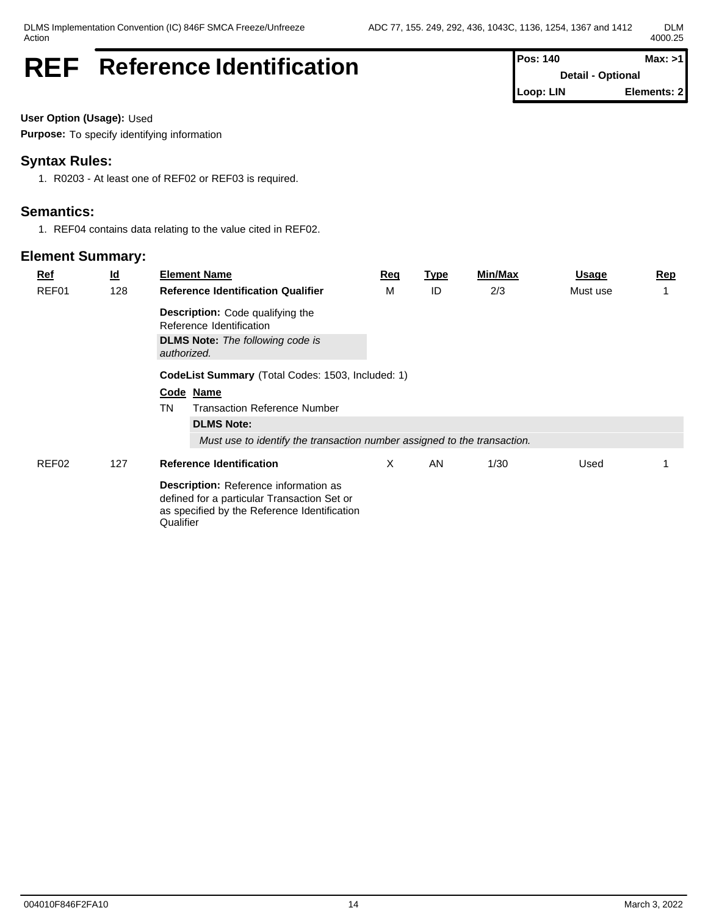# REF Reference Identification

| Pos: 140 | Max: >1 |
|---|---|
| Detail - Optional | |
| Loop: LIN | Elements: 2 |

**User Option (Usage):** Used

**Purpose:** To specify identifying information

## Syntax Rules:

1. R0203 - At least one of REF02 or REF03 is required.

## Semantics:

1. REF04 contains data relating to the value cited in REF02.

## Element Summary:

| Ref | Id | Element Name | Req | Type | Min/Max | Usage | Rep |
|---|---|---|---|---|---|---|---|
| REF01 | 128 | **Reference Identification Qualifier** | M | ID | 2/3 | Must use | 1 |
| REF02 | 127 | **Reference Identification** | X | AN | 1/30 | Used | 1 |

**REF01**

**Description:** Code qualifying the Reference Identification

**DLMS Note:** *The following code is authorized.*

**CodeList Summary** (Total Codes: 1503, Included: 1)

| Code | Name |
|---|---|
| TN | Transaction Reference Number |

**DLMS Note:**

*Must use to identify the transaction number assigned to the transaction.*

**REF02**

**Description:** Reference information as defined for a particular Transaction Set or as specified by the Reference Identification Qualifier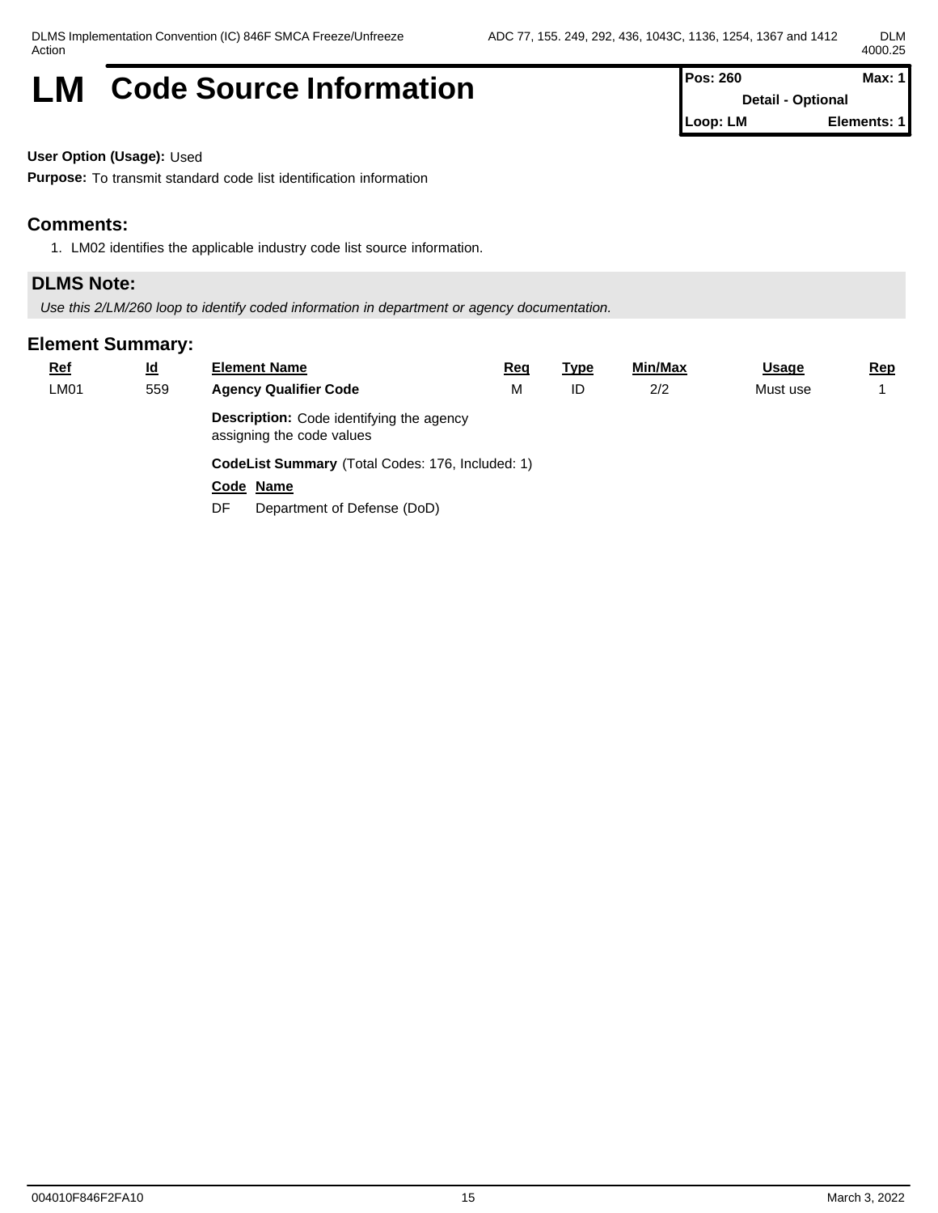# LM Code Source Information

| Pos: 260 | Max: 1 |
|---|---|
| Detail - Optional | |
| Loop: LM | Elements: 1 |

**User Option (Usage):** Used

**Purpose:** To transmit standard code list identification information

## Comments:

1. LM02 identifies the applicable industry code list source information.

## DLMS Note:

*Use this 2/LM/260 loop to identify coded information in department or agency documentation.*

## Element Summary:

| Ref | Id | Element Name | Req | Type | Min/Max | Usage | Rep |
|---|---|---|---|---|---|---|---|
| LM01 | 559 | **Agency Qualifier Code** | M | ID | 2/2 | Must use | 1 |

**Description:** Code identifying the agency assigning the code values

**CodeList Summary** (Total Codes: 176, Included: 1)

| Code | Name |
|---|---|
| DF | Department of Defense (DoD) |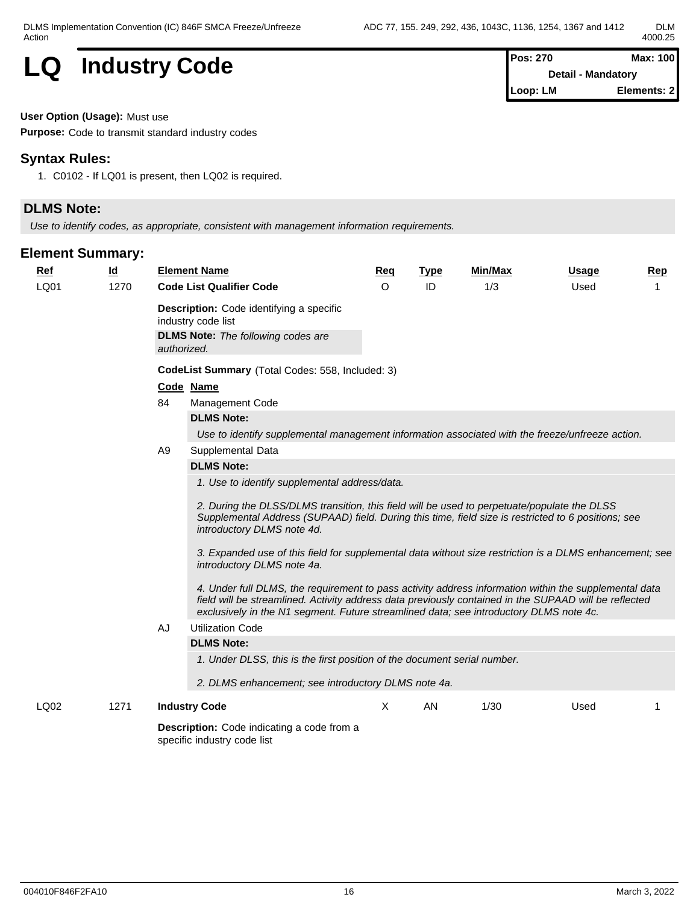# LQ Industry Code

| Pos: 270 | Max: 100 |
|---|---|
| Detail - Mandatory | |
| Loop: LM | Elements: 2 |

**User Option (Usage):** Must use

**Purpose:** Code to transmit standard industry codes

## Syntax Rules:

1. C0102 - If LQ01 is present, then LQ02 is required.

## DLMS Note:

*Use to identify codes, as appropriate, consistent with management information requirements.*

## Element Summary:

| Ref | Id | Element Name | Req | Type | Min/Max | Usage | Rep |
|---|---|---|---|---|---|---|---|
| LQ01 | 1270 | **Code List Qualifier Code** | O | ID | 1/3 | Used | 1 |

**Description:** Code identifying a specific industry code list

**DLMS Note:** *The following codes are authorized.*

**CodeList Summary** (Total Codes: 558, Included: 3)

| Code | Name |
|---|---|
| 84 | Management Code |

**DLMS Note:**

*Use to identify supplemental management information associated with the freeze/unfreeze action.*

| Code | Name |
|---|---|
| A9 | Supplemental Data |

**DLMS Note:**

*1. Use to identify supplemental address/data.*

*2. During the DLSS/DLMS transition, this field will be used to perpetuate/populate the DLSS Supplemental Address (SUPAAD) field. During this time, field size is restricted to 6 positions; see introductory DLMS note 4d.*

*3. Expanded use of this field for supplemental data without size restriction is a DLMS enhancement; see introductory DLMS note 4a.*

*4. Under full DLMS, the requirement to pass activity address information within the supplemental data field will be streamlined. Activity address data previously contained in the SUPAAD will be reflected exclusively in the N1 segment. Future streamlined data; see introductory DLMS note 4c.*

| Code | Name |
|---|---|
| AJ | Utilization Code |

**DLMS Note:**

*1. Under DLSS, this is the first position of the document serial number.*

*2. DLMS enhancement; see introductory DLMS note 4a.*

| Ref | Id | Element Name | Req | Type | Min/Max | Usage | Rep |
|---|---|---|---|---|---|---|---|
| LQ02 | 1271 | **Industry Code** | X | AN | 1/30 | Used | 1 |

**Description:** Code indicating a code from a specific industry code list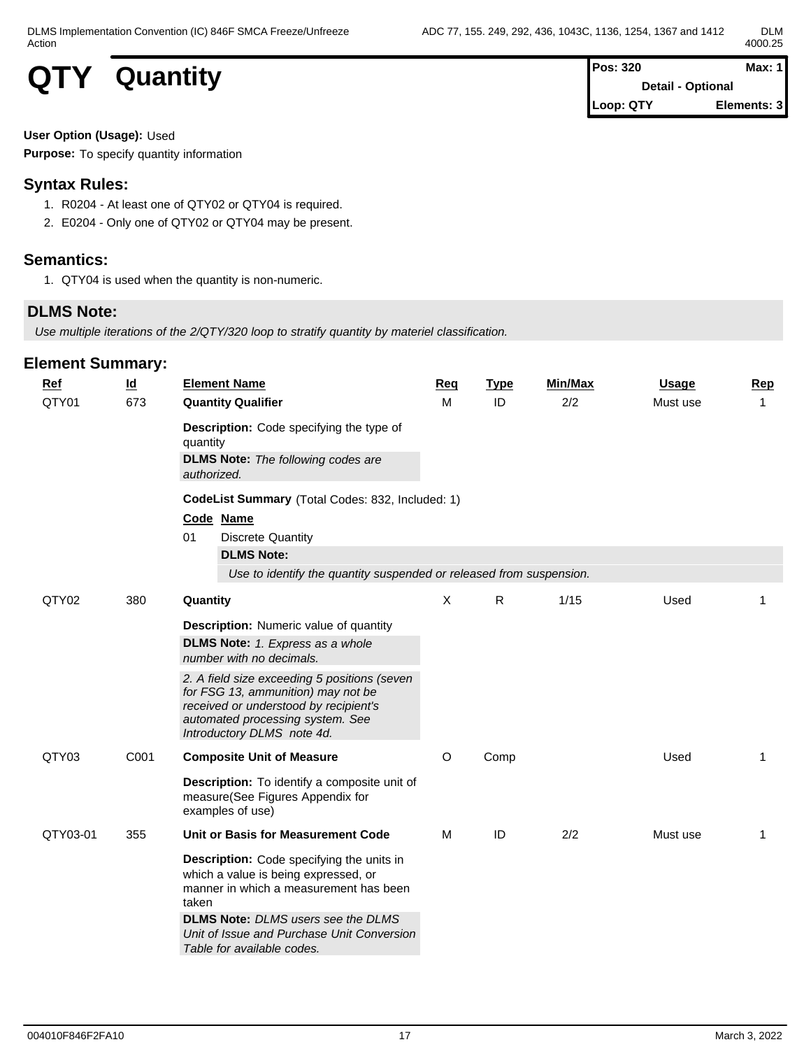# QTY Quantity

| Pos: 320 | Max: 1 |
|---|---|
| Detail - Optional | |
| Loop: QTY | Elements: 3 |

**User Option (Usage):** Used

**Purpose:** To specify quantity information

## Syntax Rules:

1. R0204 - At least one of QTY02 or QTY04 is required.
2. E0204 - Only one of QTY02 or QTY04 may be present.

## Semantics:

1. QTY04 is used when the quantity is non-numeric.

## DLMS Note:

*Use multiple iterations of the 2/QTY/320 loop to stratify quantity by materiel classification.*

## Element Summary:

| Ref | Id | Element Name | Req | Type | Min/Max | Usage | Rep |
|---|---|---|---|---|---|---|---|
| QTY01 | 673 | **Quantity Qualifier** | M | ID | 2/2 | Must use | 1 |
| | | **Description:** Code specifying the type of quantity<br>**DLMS Note:** *The following codes are authorized.*<br><br>**CodeList Summary** (Total Codes: 832, Included: 1)<br>**Code** **Name**<br>01 Discrete Quantity<br>**DLMS Note:**<br>*Use to identify the quantity suspended or released from suspension.* | | | | | |
| QTY02 | 380 | **Quantity** | X | R | 1/15 | Used | 1 |
| | | **Description:** Numeric value of quantity<br>**DLMS Note:** *1. Express as a whole number with no decimals.*<br>*2. A field size exceeding 5 positions (seven for FSG 13, ammunition) may not be received or understood by recipient's automated processing system. See Introductory DLMS note 4d.* | | | | | |
| QTY03 | C001 | **Composite Unit of Measure** | O | Comp | | Used | 1 |
| | | **Description:** To identify a composite unit of measure(See Figures Appendix for examples of use) | | | | | |
| QTY03-01 | 355 | **Unit or Basis for Measurement Code** | M | ID | 2/2 | Must use | 1 |
| | | **Description:** Code specifying the units in which a value is being expressed, or manner in which a measurement has been taken<br>**DLMS Note:** *DLMS users see the DLMS Unit of Issue and Purchase Unit Conversion Table for available codes.* | | | | | |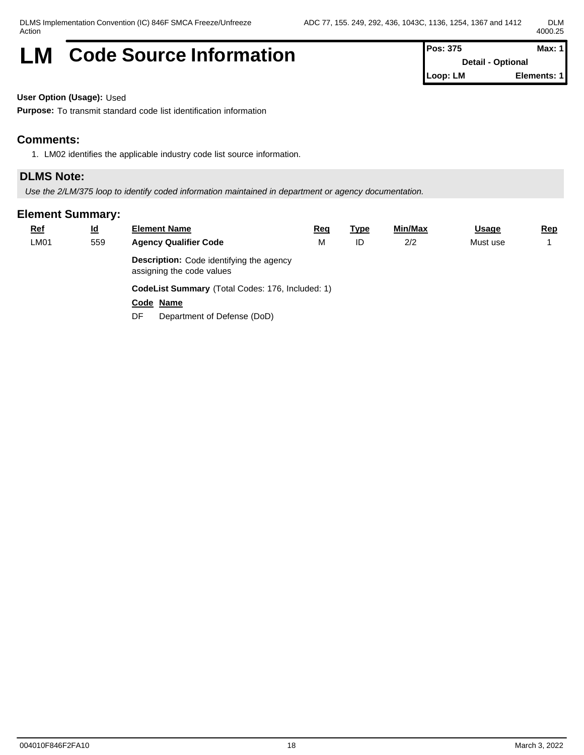# LM Code Source Information

| Pos: 375 | Max: 1 |
|---|---|
| Detail - Optional | |
| Loop: LM | Elements: 1 |

**User Option (Usage):** Used

**Purpose:** To transmit standard code list identification information

## Comments:

1. LM02 identifies the applicable industry code list source information.

## DLMS Note:

*Use the 2/LM/375 loop to identify coded information maintained in department or agency documentation.*

## Element Summary:

| Ref | Id | Element Name | Req | Type | Min/Max | Usage | Rep |
|---|---|---|---|---|---|---|---|
| LM01 | 559 | **Agency Qualifier Code** | M | ID | 2/2 | Must use | 1 |

**Description:** Code identifying the agency assigning the code values

**CodeList Summary** (Total Codes: 176, Included: 1)

| Code | Name |
|---|---|
| DF | Department of Defense (DoD) |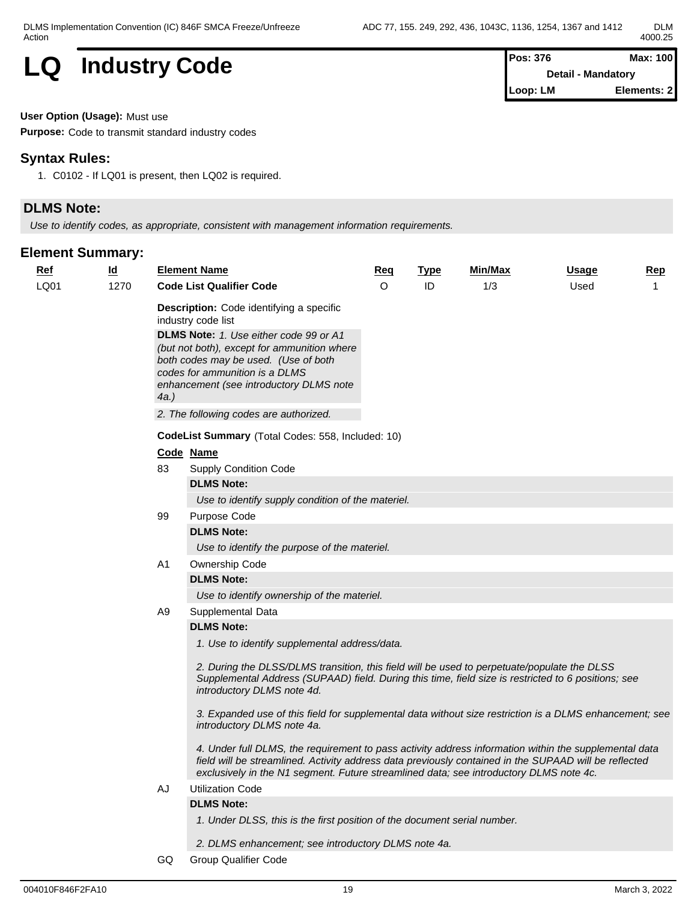# LQ Industry Code

| Pos: 376 | Max: 100 |
| --- | --- |
| Detail - Mandatory | |
| Loop: LM | Elements: 2 |

**User Option (Usage):** Must use

**Purpose:** Code to transmit standard industry codes

## Syntax Rules:

1. C0102 - If LQ01 is present, then LQ02 is required.

## DLMS Note:

*Use to identify codes, as appropriate, consistent with management information requirements.*

## Element Summary:

| Ref | Id | Element Name | Req | Type | Min/Max | Usage | Rep |
| --- | --- | --- | --- | --- | --- | --- | --- |
| LQ01 | 1270 | **Code List Qualifier Code** | O | ID | 1/3 | Used | 1 |

**Description:** Code identifying a specific industry code list

**DLMS Note:** *1. Use either code 99 or A1 (but not both), except for ammunition where both codes may be used. (Use of both codes for ammunition is a DLMS enhancement (see introductory DLMS note 4a.)*

*2. The following codes are authorized.*

**CodeList Summary** (Total Codes: 558, Included: 10)

| Code | Name |
| --- | --- |
| 83 | Supply Condition Code |
| 99 | Purpose Code |
| A1 | Ownership Code |
| A9 | Supplemental Data |
| AJ | Utilization Code |
| GQ | Group Qualifier Code |

**83** Supply Condition Code

**DLMS Note:**

*Use to identify supply condition of the materiel.*

**99** Purpose Code

**DLMS Note:**

*Use to identify the purpose of the materiel.*

**A1** Ownership Code

**DLMS Note:**

*Use to identify ownership of the materiel.*

**A9** Supplemental Data

**DLMS Note:**

*1. Use to identify supplemental address/data.*

*2. During the DLSS/DLMS transition, this field will be used to perpetuate/populate the DLSS Supplemental Address (SUPAAD) field. During this time, field size is restricted to 6 positions; see introductory DLMS note 4d.*

*3. Expanded use of this field for supplemental data without size restriction is a DLMS enhancement; see introductory DLMS note 4a.*

*4. Under full DLMS, the requirement to pass activity address information within the supplemental data field will be streamlined. Activity address data previously contained in the SUPAAD will be reflected exclusively in the N1 segment. Future streamlined data; see introductory DLMS note 4c.*

**AJ** Utilization Code

**DLMS Note:**

*1. Under DLSS, this is the first position of the document serial number.*

*2. DLMS enhancement; see introductory DLMS note 4a.*

**GQ** Group Qualifier Code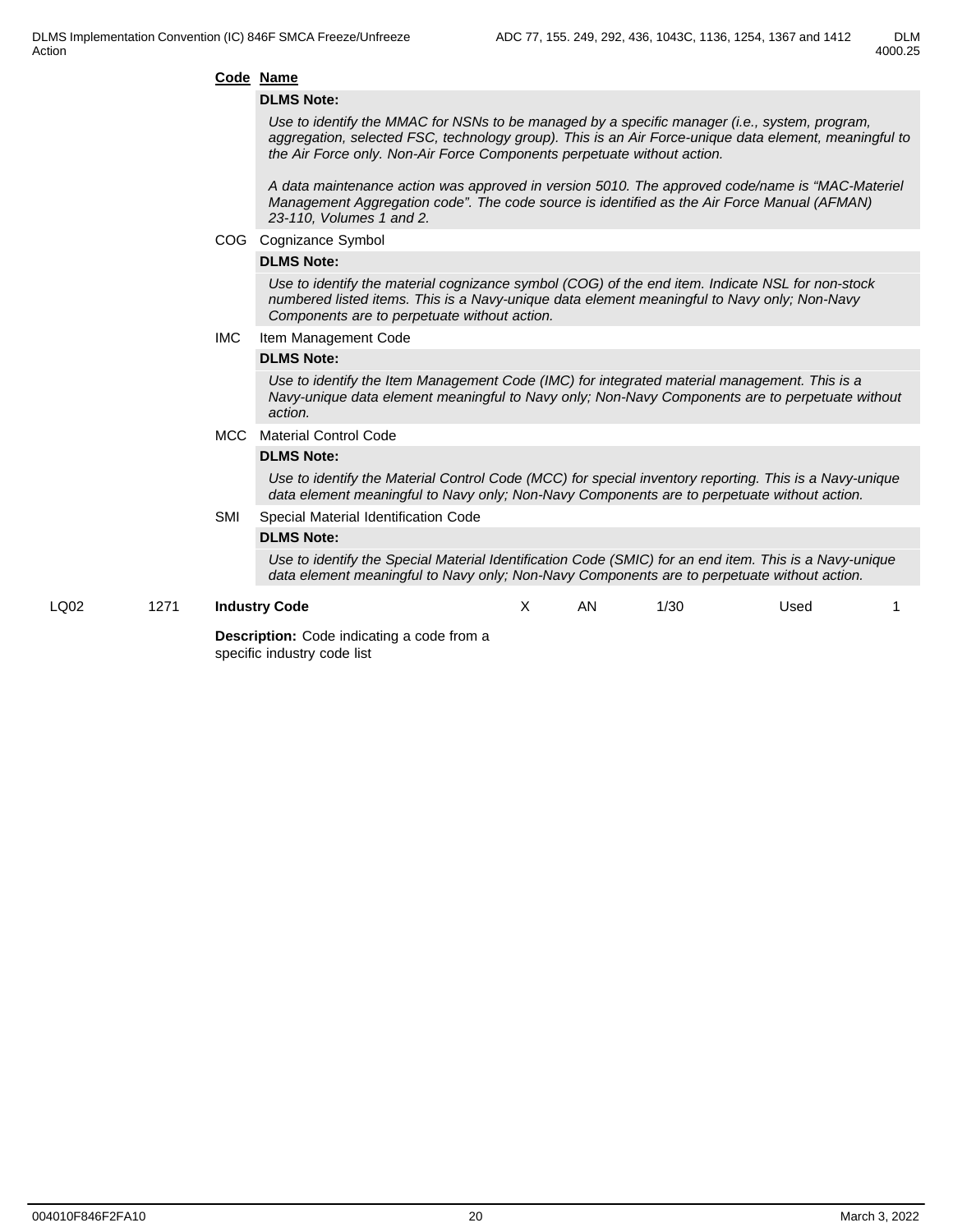**Code Name**

**DLMS Note:**

*Use to identify the MMAC for NSNs to be managed by a specific manager (i.e., system, program, aggregation, selected FSC, technology group). This is an Air Force-unique data element, meaningful to the Air Force only. Non-Air Force Components perpetuate without action.*

*A data maintenance action was approved in version 5010. The approved code/name is "MAC-Materiel Management Aggregation code". The code source is identified as the Air Force Manual (AFMAN) 23-110, Volumes 1 and 2.*

COG Cognizance Symbol

**DLMS Note:**

*Use to identify the material cognizance symbol (COG) of the end item. Indicate NSL for non-stock numbered listed items. This is a Navy-unique data element meaningful to Navy only; Non-Navy Components are to perpetuate without action.*

IMC Item Management Code

**DLMS Note:**

*Use to identify the Item Management Code (IMC) for integrated material management. This is a Navy-unique data element meaningful to Navy only; Non-Navy Components are to perpetuate without action.*

MCC Material Control Code

**DLMS Note:**

*Use to identify the Material Control Code (MCC) for special inventory reporting. This is a Navy-unique data element meaningful to Navy only; Non-Navy Components are to perpetuate without action.*

SMI Special Material Identification Code

**DLMS Note:**

*Use to identify the Special Material Identification Code (SMIC) for an end item. This is a Navy-unique data element meaningful to Navy only; Non-Navy Components are to perpetuate without action.*

| LQ02 | 1271 | **Industry Code** | X | AN | 1/30 | Used | 1 |
|---|---|---|---|---|---|---|---|

**Description:** Code indicating a code from a specific industry code list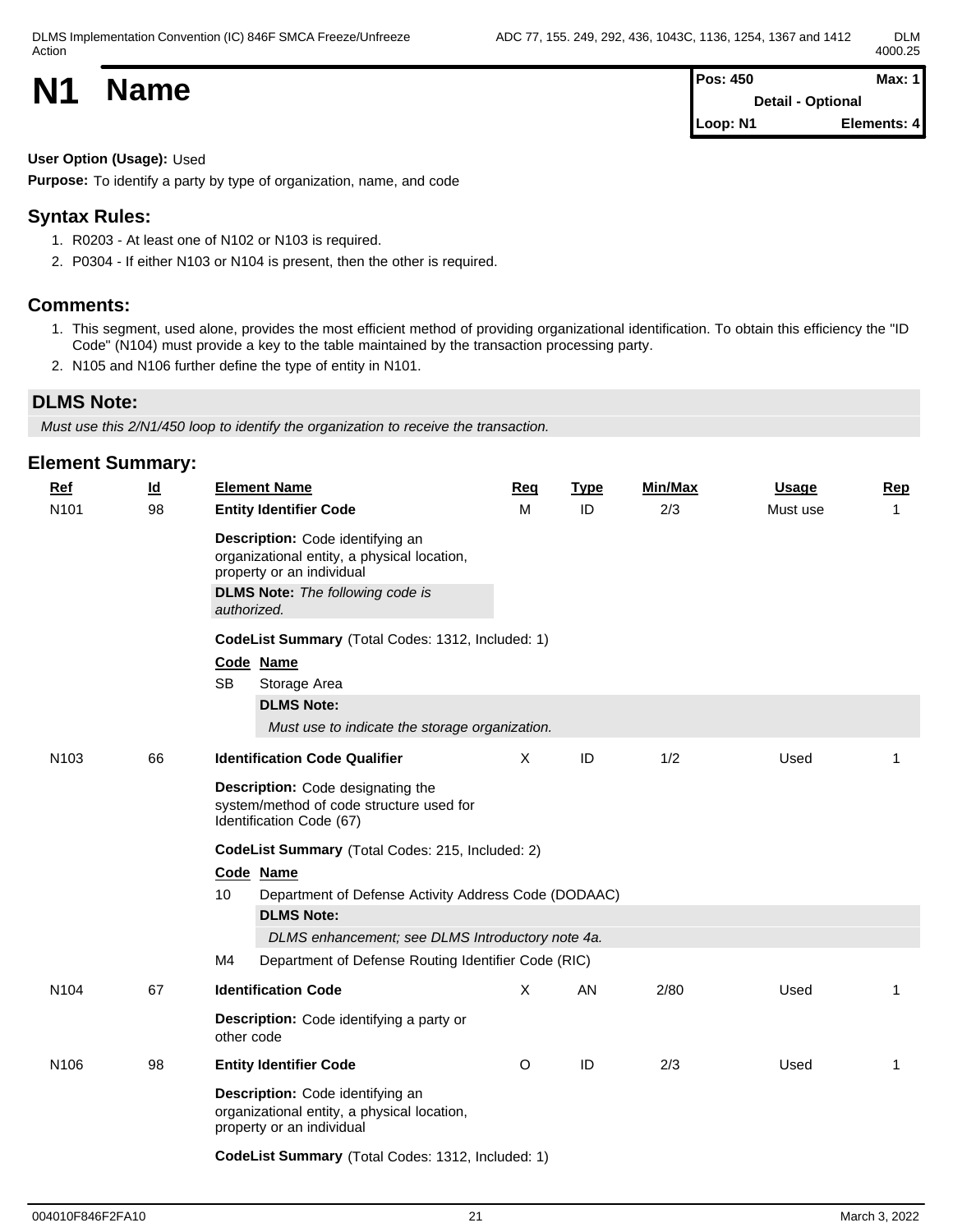# N1 Name

| Pos: 450 | Max: 1 |
|---|---|
| Detail - Optional | |
| Loop: N1 | Elements: 4 |

**User Option (Usage):** Used

**Purpose:** To identify a party by type of organization, name, and code

## Syntax Rules:

1. R0203 - At least one of N102 or N103 is required.
2. P0304 - If either N103 or N104 is present, then the other is required.

## Comments:

1. This segment, used alone, provides the most efficient method of providing organizational identification. To obtain this efficiency the "ID Code" (N104) must provide a key to the table maintained by the transaction processing party.
2. N105 and N106 further define the type of entity in N101.

## DLMS Note:

*Must use this 2/N1/450 loop to identify the organization to receive the transaction.*

## Element Summary:

| Ref | Id | Element Name | Req | Type | Min/Max | Usage | Rep |
|---|---|---|---|---|---|---|---|
| N101 | 98 | **Entity Identifier Code** | M | ID | 2/3 | Must use | 1 |
| N103 | 66 | **Identification Code Qualifier** | X | ID | 1/2 | Used | 1 |
| N104 | 67 | **Identification Code** | X | AN | 2/80 | Used | 1 |
| N106 | 98 | **Entity Identifier Code** | O | ID | 2/3 | Used | 1 |

**N101 – Entity Identifier Code**

**Description:** Code identifying an organizational entity, a physical location, property or an individual

**DLMS Note:** *The following code is authorized.*

**CodeList Summary** (Total Codes: 1312, Included: 1)

| Code | Name |
|---|---|
| SB | Storage Area |

**DLMS Note:**

*Must use to indicate the storage organization.*

**N103 – Identification Code Qualifier**

**Description:** Code designating the system/method of code structure used for Identification Code (67)

**CodeList Summary** (Total Codes: 215, Included: 2)

| Code | Name |
|---|---|
| 10 | Department of Defense Activity Address Code (DODAAC) |
| M4 | Department of Defense Routing Identifier Code (RIC) |

**DLMS Note (code 10):**

*DLMS enhancement; see DLMS Introductory note 4a.*

**N104 – Identification Code**

**Description:** Code identifying a party or other code

**N106 – Entity Identifier Code**

**Description:** Code identifying an organizational entity, a physical location, property or an individual

**CodeList Summary** (Total Codes: 1312, Included: 1)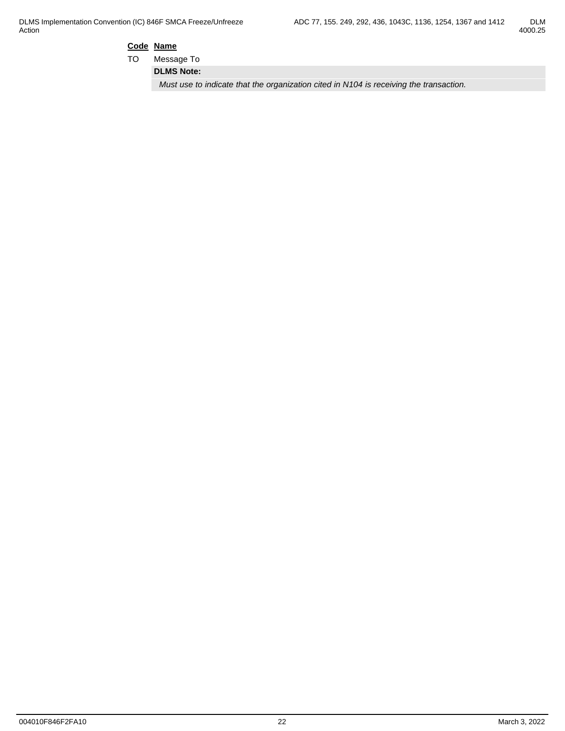| Code | Name |
|---|---|
| TO | Message To |

**DLMS Note:**

*Must use to indicate that the organization cited in N104 is receiving the transaction.*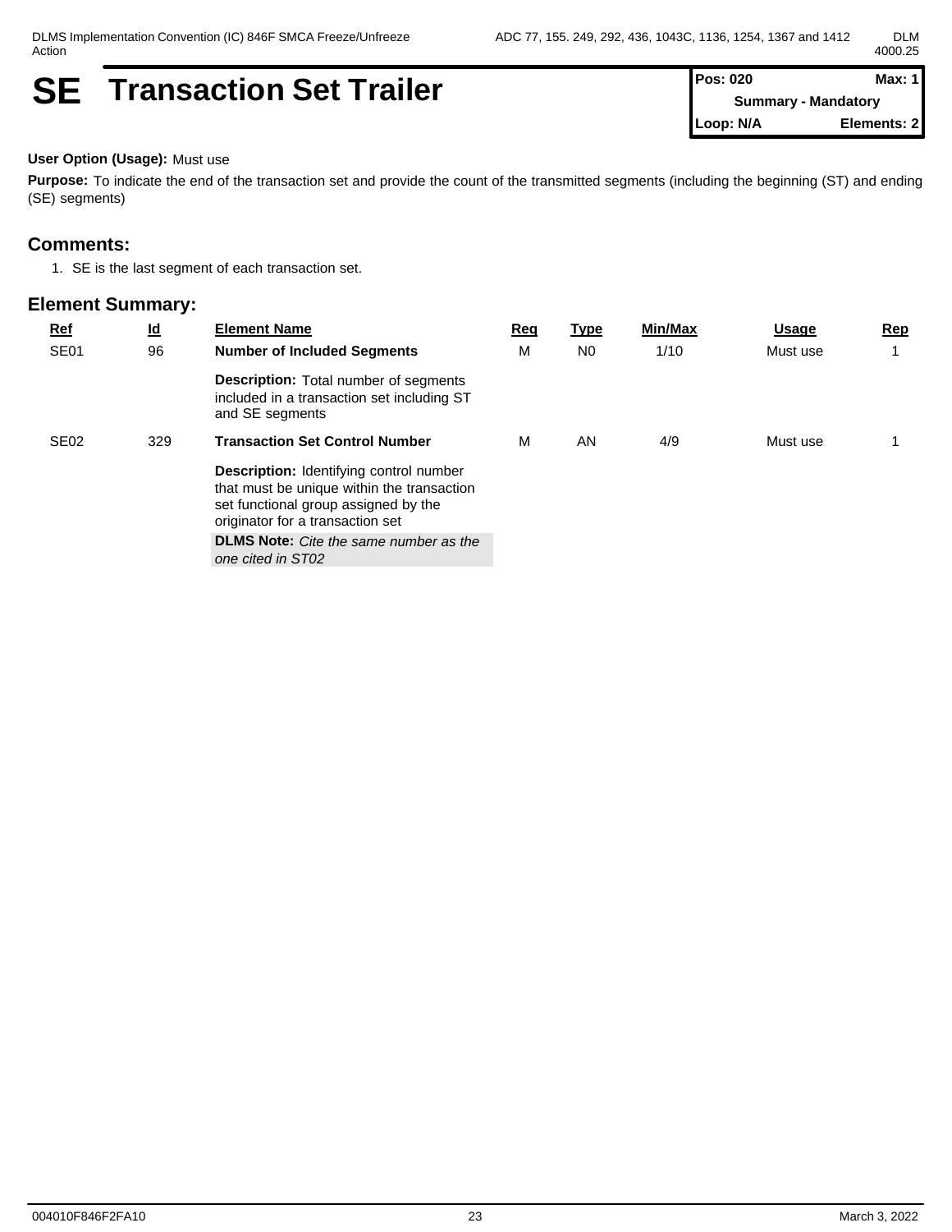# SE Transaction Set Trailer

| Pos: 020 | Max: 1 |
|---|---|
| Summary - Mandatory | |
| Loop: N/A | Elements: 2 |

**User Option (Usage):** Must use

**Purpose:** To indicate the end of the transaction set and provide the count of the transmitted segments (including the beginning (ST) and ending (SE) segments)

## Comments:

1. SE is the last segment of each transaction set.

## Element Summary:

| Ref | Id | Element Name | Req | Type | Min/Max | Usage | Rep |
|---|---|---|---|---|---|---|---|
| SE01 | 96 | **Number of Included Segments**<br><br>**Description:** Total number of segments included in a transaction set including ST and SE segments | M | N0 | 1/10 | Must use | 1 |
| SE02 | 329 | **Transaction Set Control Number**<br><br>**Description:** Identifying control number that must be unique within the transaction set functional group assigned by the originator for a transaction set<br><br>**DLMS Note:** *Cite the same number as the one cited in ST02* | M | AN | 4/9 | Must use | 1 |